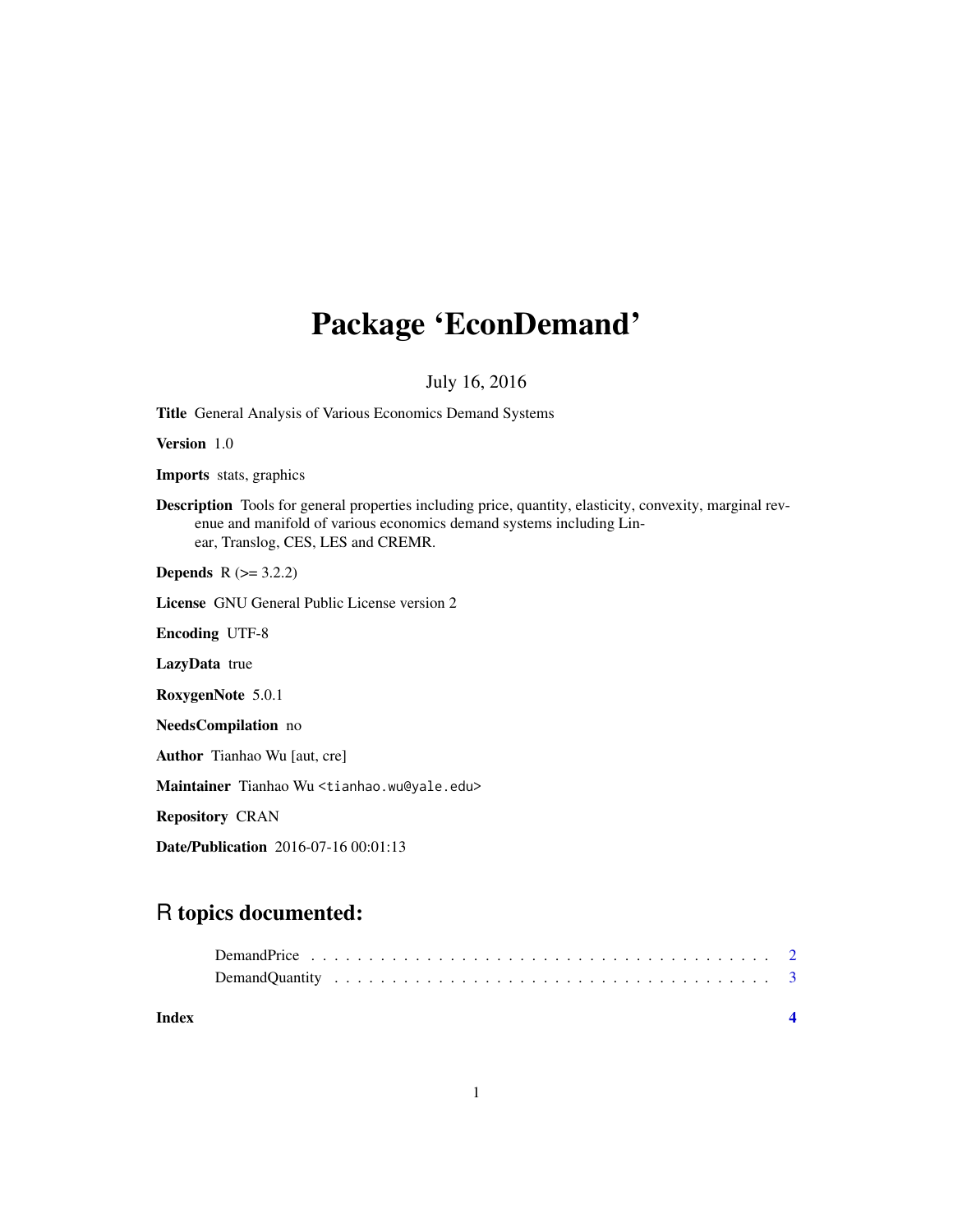# Package 'EconDemand'

July 16, 2016

**Title** General Analysis of Various Economics Demand Systems

**Version** 1.0

**Imports** stats, graphics

**Description** Tools for general properties including price, quantity, elasticity, convexity, marginal revenue and manifold of various economics demand systems including Linear, Translog, CES, LES and CREMR.

**Depends** R (>= 3.2.2)

**License** GNU General Public License version 2

**Encoding** UTF-8

**LazyData** true

**RoxygenNote** 5.0.1

**NeedsCompilation** no

**Author** Tianhao Wu [aut, cre]

**Maintainer** Tianhao Wu <tianhao.wu@yale.edu>

**Repository** CRAN

**Date/Publication** 2016-07-16 00:01:13

## R topics documented:

DemandPrice . . . . . . . . . . . . . . . . . . . . . . . . . . . . . . . . . . . . . . . . 2
DemandQuantity . . . . . . . . . . . . . . . . . . . . . . . . . . . . . . . . . . . . . . 3

**Index** **4**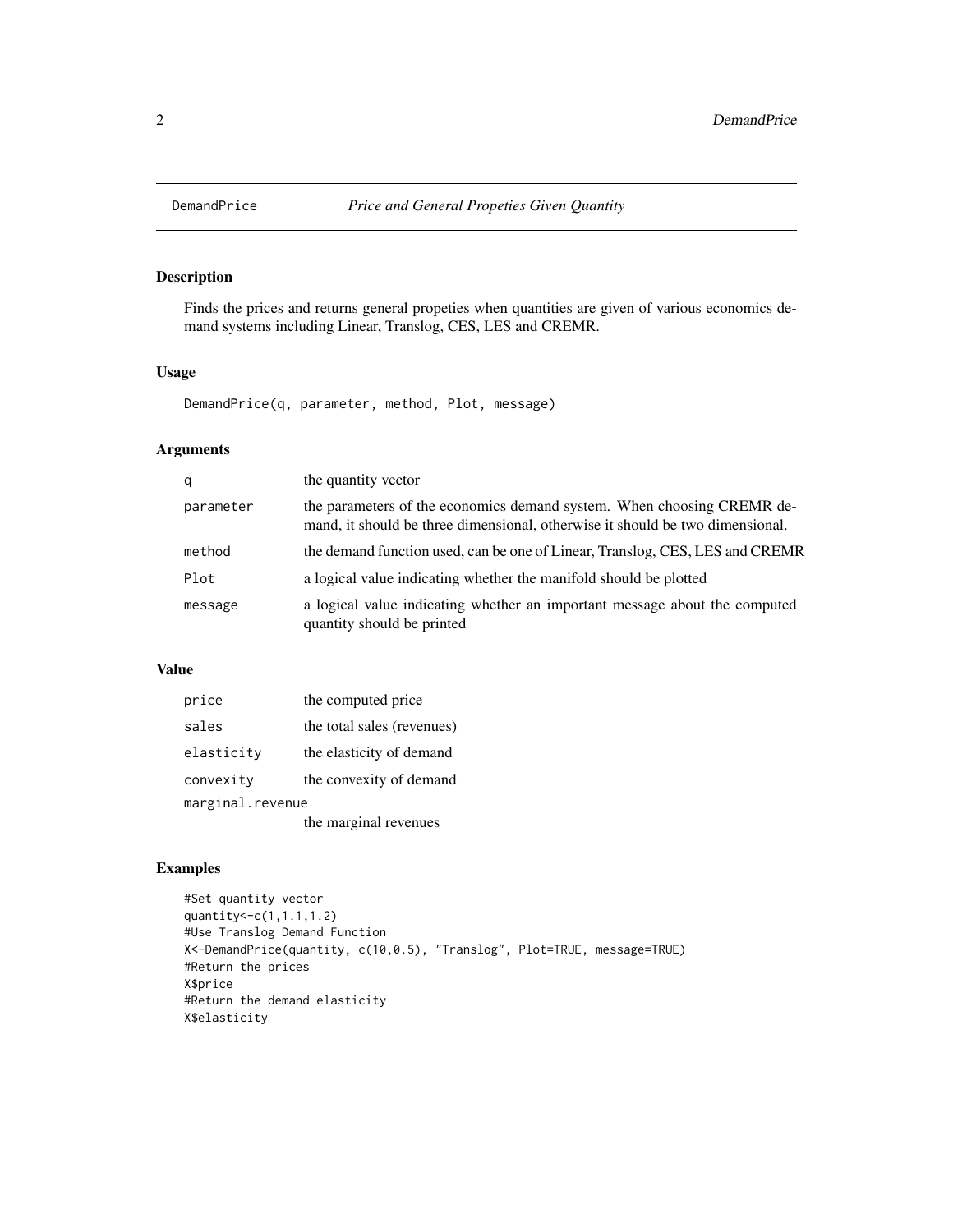# DemandPrice — *Price and General Propeties Given Quantity*

## Description

Finds the prices and returns general propeties when quantities are given of various economics demand systems including Linear, Translog, CES, LES and CREMR.

## Usage

```
DemandPrice(q, parameter, method, Plot, message)
```

## Arguments

| | |
|---|---|
| `q` | the quantity vector |
| `parameter` | the parameters of the economics demand system. When choosing CREMR demand, it should be three dimensional, otherwise it should be two dimensional. |
| `method` | the demand function used, can be one of Linear, Translog, CES, LES and CREMR |
| `Plot` | a logical value indicating whether the manifold should be plotted |
| `message` | a logical value indicating whether an important message about the computed quantity should be printed |

## Value

| | |
|---|---|
| `price` | the computed price |
| `sales` | the total sales (revenues) |
| `elasticity` | the elasticity of demand |
| `convexity` | the convexity of demand |
| `marginal.revenue` | the marginal revenues |

## Examples

```
#Set quantity vector
quantity<-c(1,1.1,1.2)
#Use Translog Demand Function
X<-DemandPrice(quantity, c(10,0.5), "Translog", Plot=TRUE, message=TRUE)
#Return the prices
X$price
#Return the demand elasticity
X$elasticity
```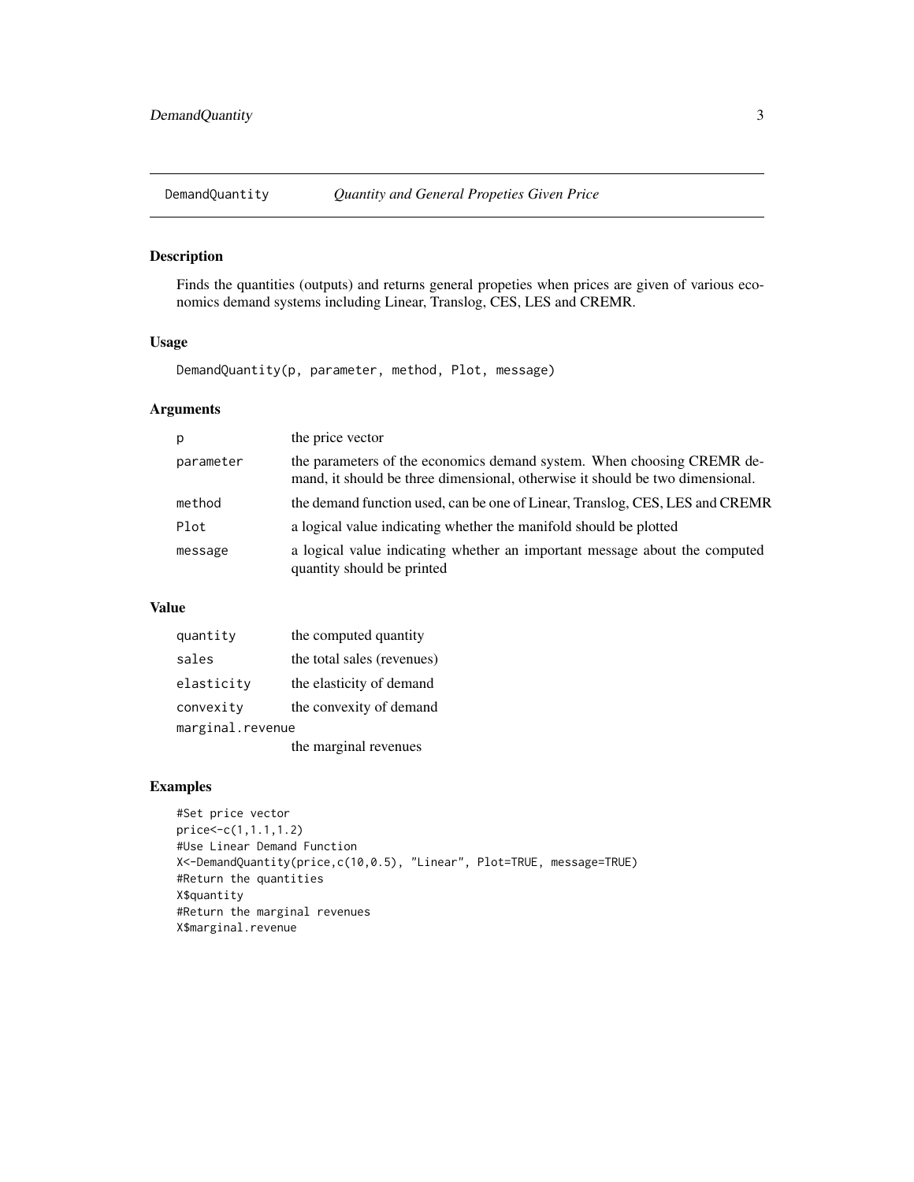# DemandQuantity — *Quantity and General Propeties Given Price*

## Description

Finds the quantities (outputs) and returns general propeties when prices are given of various economics demand systems including Linear, Translog, CES, LES and CREMR.

## Usage

```
DemandQuantity(p, parameter, method, Plot, message)
```

## Arguments

| | |
|---|---|
| `p` | the price vector |
| `parameter` | the parameters of the economics demand system. When choosing CREMR demand, it should be three dimensional, otherwise it should be two dimensional. |
| `method` | the demand function used, can be one of Linear, Translog, CES, LES and CREMR |
| `Plot` | a logical value indicating whether the manifold should be plotted |
| `message` | a logical value indicating whether an important message about the computed quantity should be printed |

## Value

| | |
|---|---|
| `quantity` | the computed quantity |
| `sales` | the total sales (revenues) |
| `elasticity` | the elasticity of demand |
| `convexity` | the convexity of demand |
| `marginal.revenue` | the marginal revenues |

## Examples

```
#Set price vector
price<-c(1,1.1,1.2)
#Use Linear Demand Function
X<-DemandQuantity(price,c(10,0.5), "Linear", Plot=TRUE, message=TRUE)
#Return the quantities
X$quantity
#Return the marginal revenues
X$marginal.revenue
```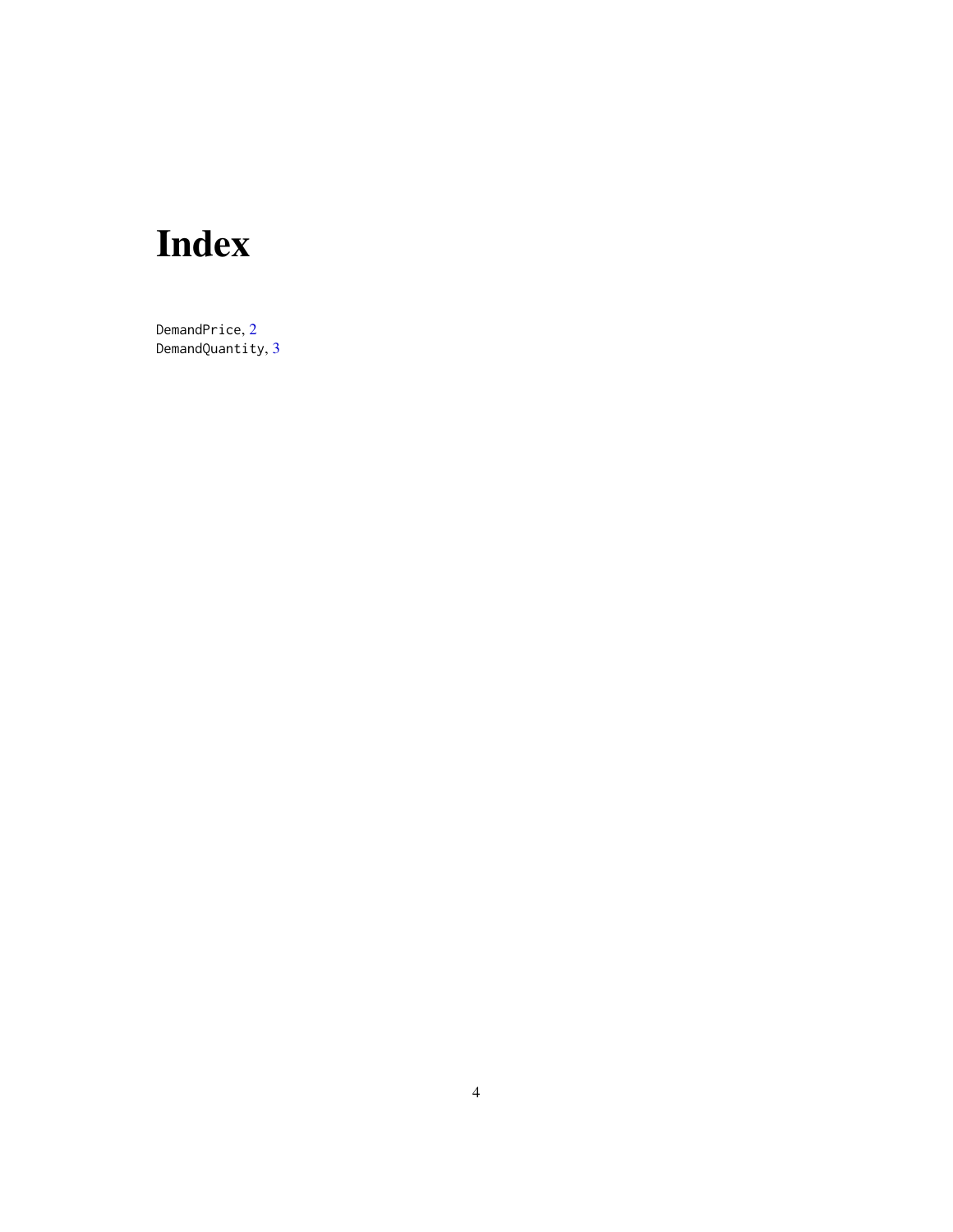# Index

DemandPrice, 2
DemandQuantity, 3